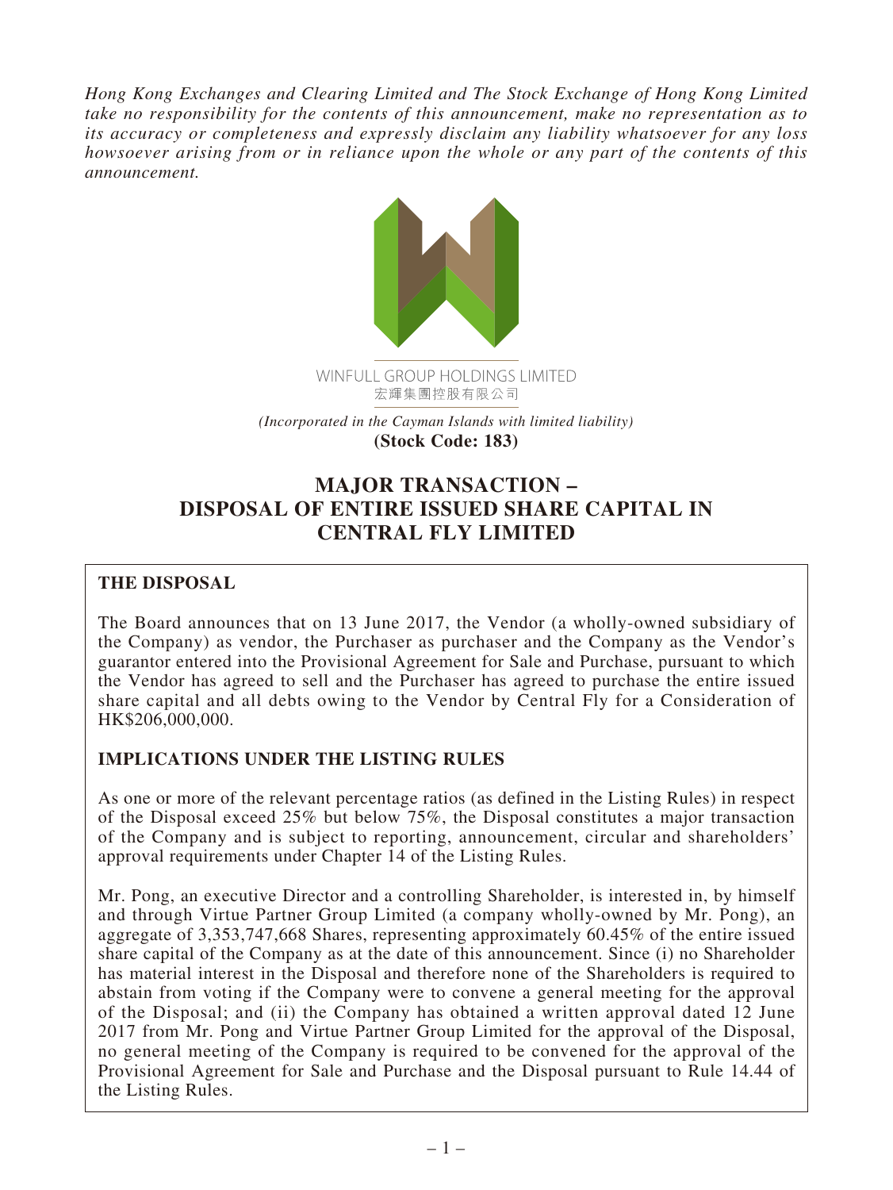*Hong Kong Exchanges and Clearing Limited and The Stock Exchange of Hong Kong Limited take no responsibility for the contents of this announcement, make no representation as to its accuracy or completeness and expressly disclaim any liability whatsoever for any loss howsoever arising from or in reliance upon the whole or any part of the contents of this announcement.*

WINFULL GROUP HOLDINGS LIMITED
宏輝集團控股有限公司

*(Incorporated in the Cayman Islands with limited liability)*
**(Stock Code: 183)**

# MAJOR TRANSACTION – DISPOSAL OF ENTIRE ISSUED SHARE CAPITAL IN CENTRAL FLY LIMITED

## THE DISPOSAL

The Board announces that on 13 June 2017, the Vendor (a wholly-owned subsidiary of the Company) as vendor, the Purchaser as purchaser and the Company as the Vendor's guarantor entered into the Provisional Agreement for Sale and Purchase, pursuant to which the Vendor has agreed to sell and the Purchaser has agreed to purchase the entire issued share capital and all debts owing to the Vendor by Central Fly for a Consideration of HK$206,000,000.

## IMPLICATIONS UNDER THE LISTING RULES

As one or more of the relevant percentage ratios (as defined in the Listing Rules) in respect of the Disposal exceed 25% but below 75%, the Disposal constitutes a major transaction of the Company and is subject to reporting, announcement, circular and shareholders' approval requirements under Chapter 14 of the Listing Rules.

Mr. Pong, an executive Director and a controlling Shareholder, is interested in, by himself and through Virtue Partner Group Limited (a company wholly-owned by Mr. Pong), an aggregate of 3,353,747,668 Shares, representing approximately 60.45% of the entire issued share capital of the Company as at the date of this announcement. Since (i) no Shareholder has material interest in the Disposal and therefore none of the Shareholders is required to abstain from voting if the Company were to convene a general meeting for the approval of the Disposal; and (ii) the Company has obtained a written approval dated 12 June 2017 from Mr. Pong and Virtue Partner Group Limited for the approval of the Disposal, no general meeting of the Company is required to be convened for the approval of the Provisional Agreement for Sale and Purchase and the Disposal pursuant to Rule 14.44 of the Listing Rules.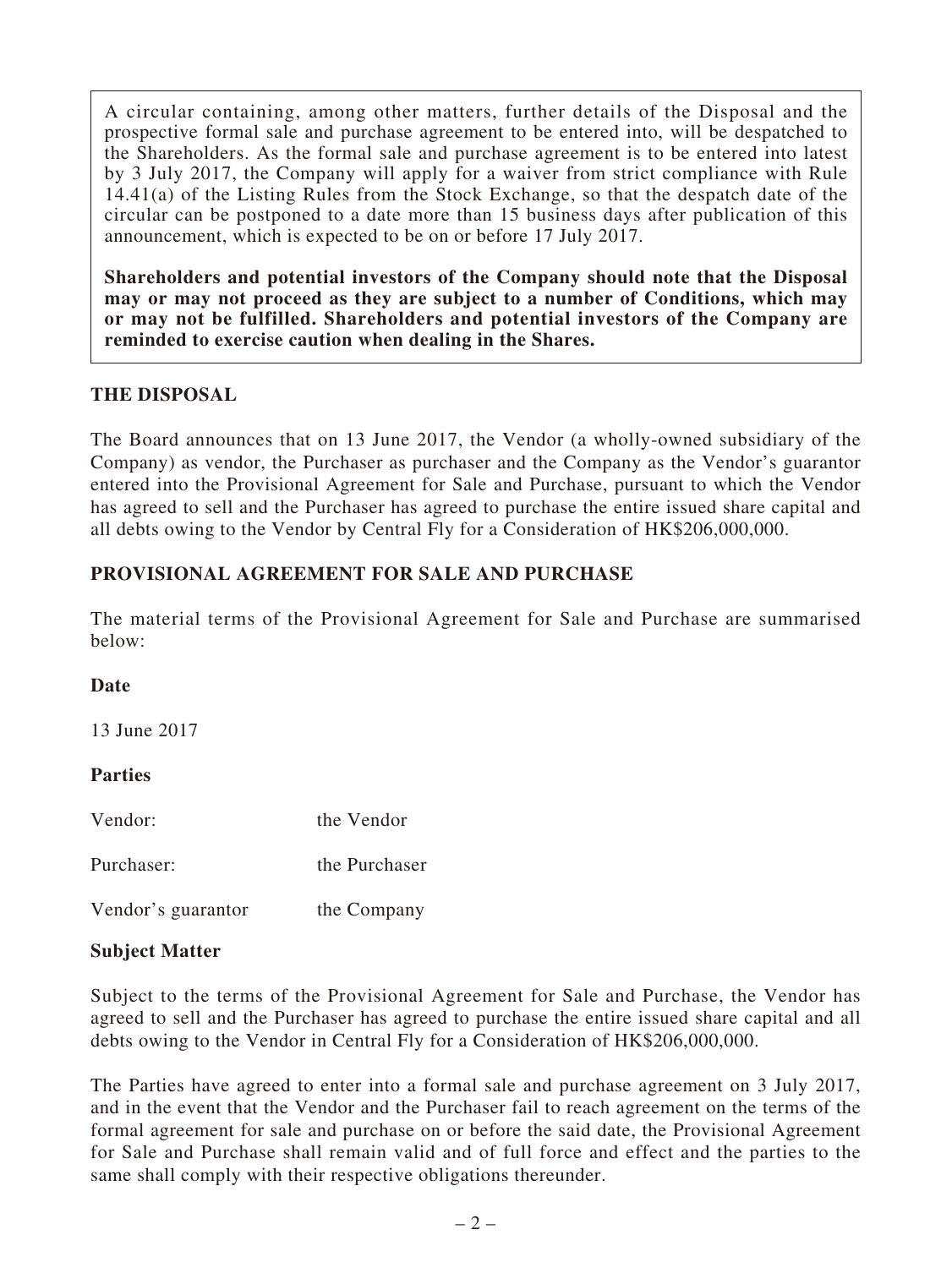A circular containing, among other matters, further details of the Disposal and the prospective formal sale and purchase agreement to be entered into, will be despatched to the Shareholders. As the formal sale and purchase agreement is to be entered into latest by 3 July 2017, the Company will apply for a waiver from strict compliance with Rule 14.41(a) of the Listing Rules from the Stock Exchange, so that the despatch date of the circular can be postponed to a date more than 15 business days after publication of this announcement, which is expected to be on or before 17 July 2017.

**Shareholders and potential investors of the Company should note that the Disposal may or may not proceed as they are subject to a number of Conditions, which may or may not be fulfilled. Shareholders and potential investors of the Company are reminded to exercise caution when dealing in the Shares.**

## THE DISPOSAL

The Board announces that on 13 June 2017, the Vendor (a wholly-owned subsidiary of the Company) as vendor, the Purchaser as purchaser and the Company as the Vendor's guarantor entered into the Provisional Agreement for Sale and Purchase, pursuant to which the Vendor has agreed to sell and the Purchaser has agreed to purchase the entire issued share capital and all debts owing to the Vendor by Central Fly for a Consideration of HK$206,000,000.

## PROVISIONAL AGREEMENT FOR SALE AND PURCHASE

The material terms of the Provisional Agreement for Sale and Purchase are summarised below:

### Date

13 June 2017

### Parties

| | |
|---|---|
| Vendor: | the Vendor |
| Purchaser: | the Purchaser |
| Vendor's guarantor | the Company |

### Subject Matter

Subject to the terms of the Provisional Agreement for Sale and Purchase, the Vendor has agreed to sell and the Purchaser has agreed to purchase the entire issued share capital and all debts owing to the Vendor in Central Fly for a Consideration of HK$206,000,000.

The Parties have agreed to enter into a formal sale and purchase agreement on 3 July 2017, and in the event that the Vendor and the Purchaser fail to reach agreement on the terms of the formal agreement for sale and purchase on or before the said date, the Provisional Agreement for Sale and Purchase shall remain valid and of full force and effect and the parties to the same shall comply with their respective obligations thereunder.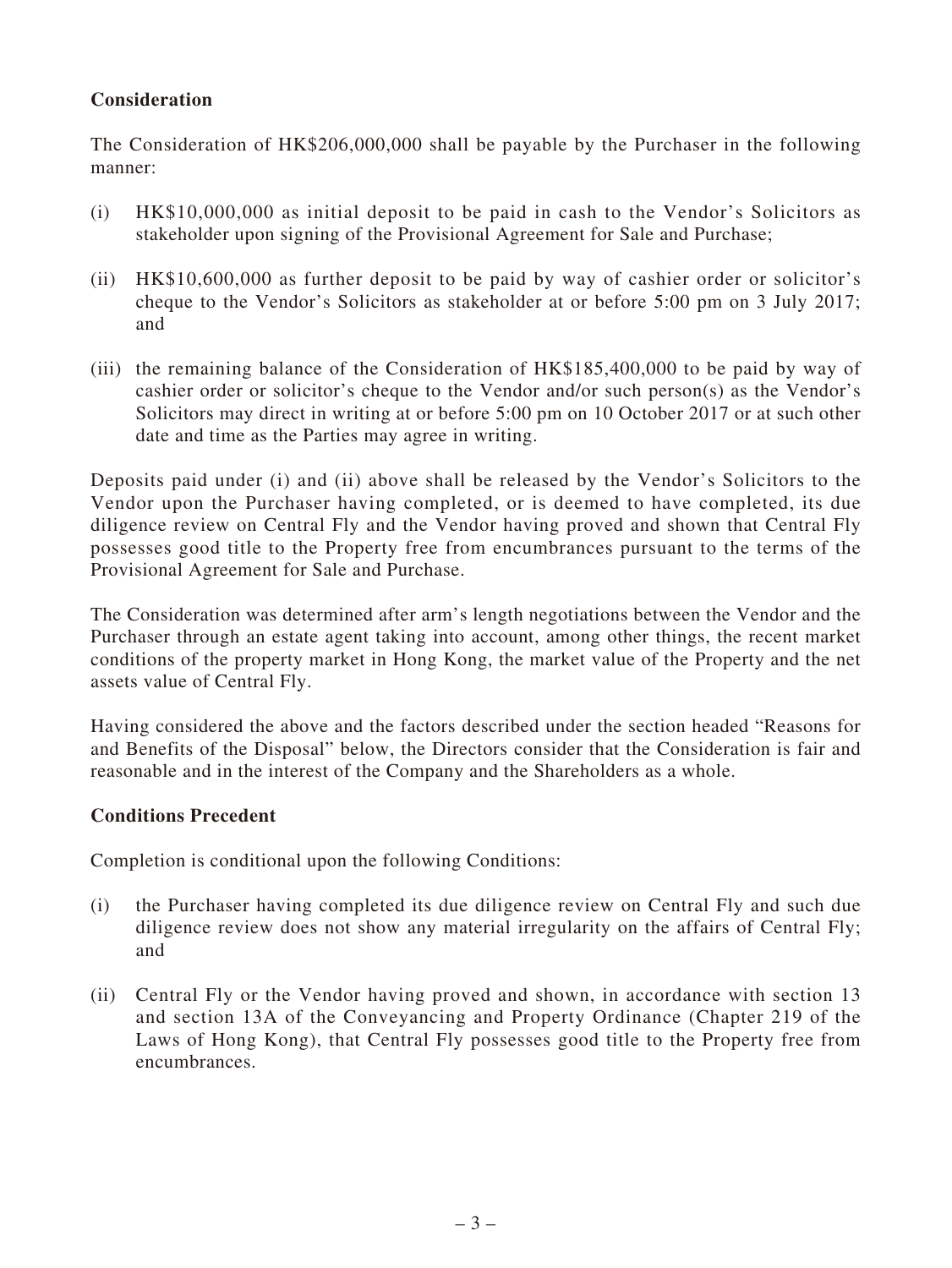**Consideration**

The Consideration of HK$206,000,000 shall be payable by the Purchaser in the following manner:

(i) HK$10,000,000 as initial deposit to be paid in cash to the Vendor's Solicitors as stakeholder upon signing of the Provisional Agreement for Sale and Purchase;

(ii) HK$10,600,000 as further deposit to be paid by way of cashier order or solicitor's cheque to the Vendor's Solicitors as stakeholder at or before 5:00 pm on 3 July 2017; and

(iii) the remaining balance of the Consideration of HK$185,400,000 to be paid by way of cashier order or solicitor's cheque to the Vendor and/or such person(s) as the Vendor's Solicitors may direct in writing at or before 5:00 pm on 10 October 2017 or at such other date and time as the Parties may agree in writing.

Deposits paid under (i) and (ii) above shall be released by the Vendor's Solicitors to the Vendor upon the Purchaser having completed, or is deemed to have completed, its due diligence review on Central Fly and the Vendor having proved and shown that Central Fly possesses good title to the Property free from encumbrances pursuant to the terms of the Provisional Agreement for Sale and Purchase.

The Consideration was determined after arm's length negotiations between the Vendor and the Purchaser through an estate agent taking into account, among other things, the recent market conditions of the property market in Hong Kong, the market value of the Property and the net assets value of Central Fly.

Having considered the above and the factors described under the section headed "Reasons for and Benefits of the Disposal" below, the Directors consider that the Consideration is fair and reasonable and in the interest of the Company and the Shareholders as a whole.

**Conditions Precedent**

Completion is conditional upon the following Conditions:

(i) the Purchaser having completed its due diligence review on Central Fly and such due diligence review does not show any material irregularity on the affairs of Central Fly; and

(ii) Central Fly or the Vendor having proved and shown, in accordance with section 13 and section 13A of the Conveyancing and Property Ordinance (Chapter 219 of the Laws of Hong Kong), that Central Fly possesses good title to the Property free from encumbrances.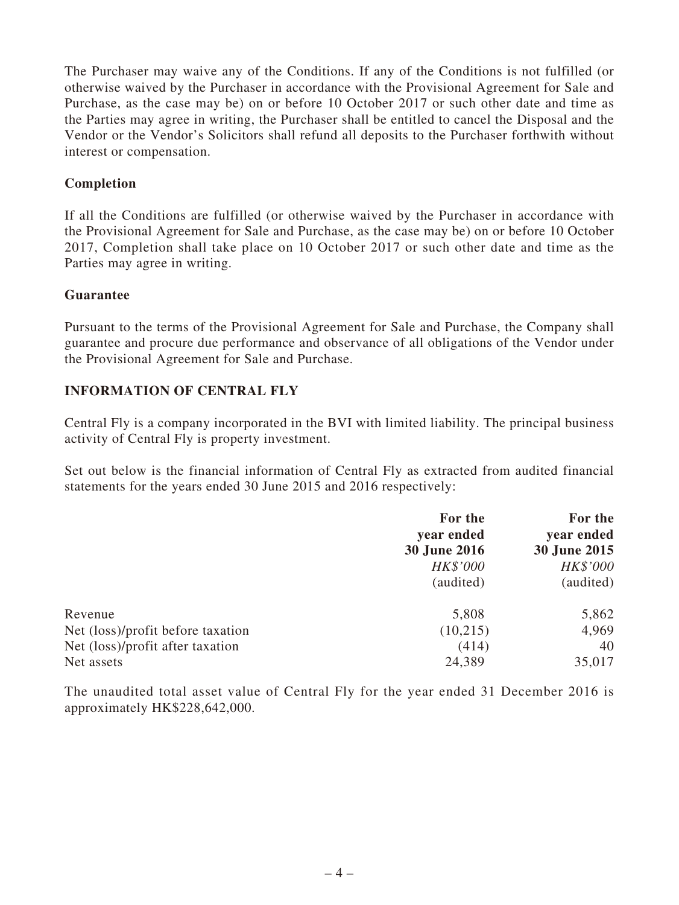The Purchaser may waive any of the Conditions. If any of the Conditions is not fulfilled (or otherwise waived by the Purchaser in accordance with the Provisional Agreement for Sale and Purchase, as the case may be) on or before 10 October 2017 or such other date and time as the Parties may agree in writing, the Purchaser shall be entitled to cancel the Disposal and the Vendor or the Vendor's Solicitors shall refund all deposits to the Purchaser forthwith without interest or compensation.

**Completion**

If all the Conditions are fulfilled (or otherwise waived by the Purchaser in accordance with the Provisional Agreement for Sale and Purchase, as the case may be) on or before 10 October 2017, Completion shall take place on 10 October 2017 or such other date and time as the Parties may agree in writing.

**Guarantee**

Pursuant to the terms of the Provisional Agreement for Sale and Purchase, the Company shall guarantee and procure due performance and observance of all obligations of the Vendor under the Provisional Agreement for Sale and Purchase.

## INFORMATION OF CENTRAL FLY

Central Fly is a company incorporated in the BVI with limited liability. The principal business activity of Central Fly is property investment.

Set out below is the financial information of Central Fly as extracted from audited financial statements for the years ended 30 June 2015 and 2016 respectively:

| | For the year ended **30 June 2016** *HK$'000* (audited) | For the year ended **30 June 2015** *HK$'000* (audited) |
|---|---:|---:|
| Revenue | 5,808 | 5,862 |
| Net (loss)/profit before taxation | (10,215) | 4,969 |
| Net (loss)/profit after taxation | (414) | 40 |
| Net assets | 24,389 | 35,017 |

The unaudited total asset value of Central Fly for the year ended 31 December 2016 is approximately HK$228,642,000.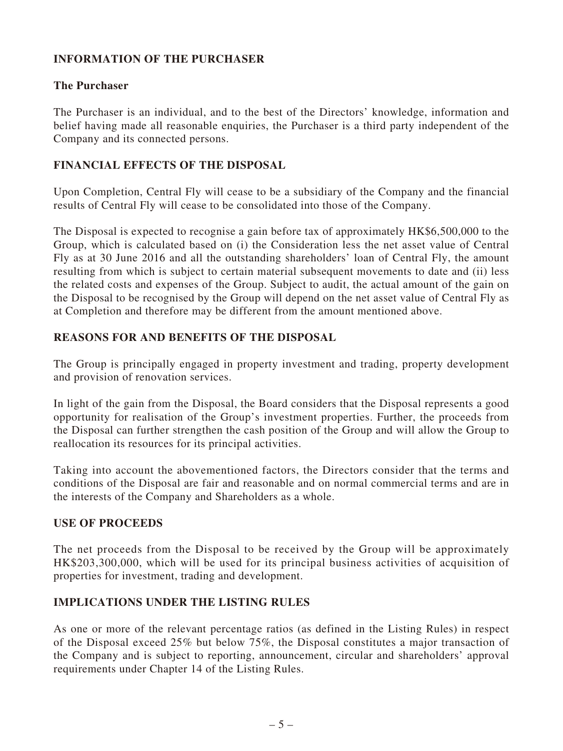## INFORMATION OF THE PURCHASER

### The Purchaser

The Purchaser is an individual, and to the best of the Directors' knowledge, information and belief having made all reasonable enquiries, the Purchaser is a third party independent of the Company and its connected persons.

## FINANCIAL EFFECTS OF THE DISPOSAL

Upon Completion, Central Fly will cease to be a subsidiary of the Company and the financial results of Central Fly will cease to be consolidated into those of the Company.

The Disposal is expected to recognise a gain before tax of approximately HK$6,500,000 to the Group, which is calculated based on (i) the Consideration less the net asset value of Central Fly as at 30 June 2016 and all the outstanding shareholders' loan of Central Fly, the amount resulting from which is subject to certain material subsequent movements to date and (ii) less the related costs and expenses of the Group. Subject to audit, the actual amount of the gain on the Disposal to be recognised by the Group will depend on the net asset value of Central Fly as at Completion and therefore may be different from the amount mentioned above.

## REASONS FOR AND BENEFITS OF THE DISPOSAL

The Group is principally engaged in property investment and trading, property development and provision of renovation services.

In light of the gain from the Disposal, the Board considers that the Disposal represents a good opportunity for realisation of the Group's investment properties. Further, the proceeds from the Disposal can further strengthen the cash position of the Group and will allow the Group to reallocation its resources for its principal activities.

Taking into account the abovementioned factors, the Directors consider that the terms and conditions of the Disposal are fair and reasonable and on normal commercial terms and are in the interests of the Company and Shareholders as a whole.

## USE OF PROCEEDS

The net proceeds from the Disposal to be received by the Group will be approximately HK$203,300,000, which will be used for its principal business activities of acquisition of properties for investment, trading and development.

## IMPLICATIONS UNDER THE LISTING RULES

As one or more of the relevant percentage ratios (as defined in the Listing Rules) in respect of the Disposal exceed 25% but below 75%, the Disposal constitutes a major transaction of the Company and is subject to reporting, announcement, circular and shareholders' approval requirements under Chapter 14 of the Listing Rules.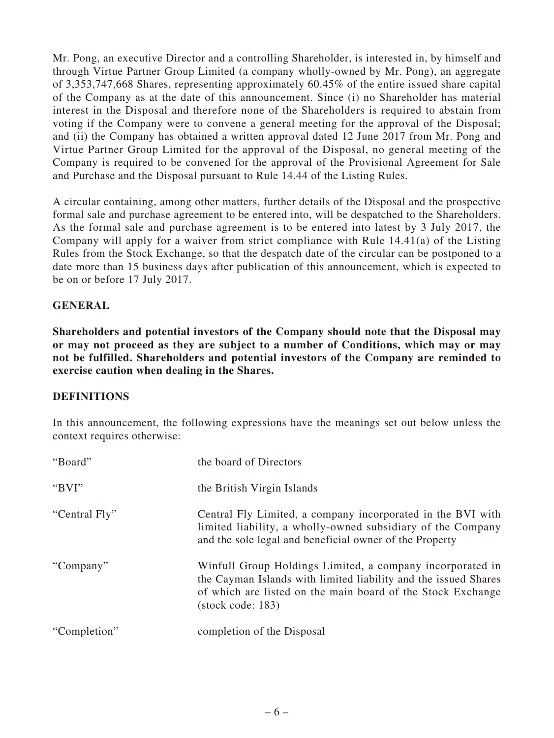Mr. Pong, an executive Director and a controlling Shareholder, is interested in, by himself and through Virtue Partner Group Limited (a company wholly-owned by Mr. Pong), an aggregate of 3,353,747,668 Shares, representing approximately 60.45% of the entire issued share capital of the Company as at the date of this announcement. Since (i) no Shareholder has material interest in the Disposal and therefore none of the Shareholders is required to abstain from voting if the Company were to convene a general meeting for the approval of the Disposal; and (ii) the Company has obtained a written approval dated 12 June 2017 from Mr. Pong and Virtue Partner Group Limited for the approval of the Disposal, no general meeting of the Company is required to be convened for the approval of the Provisional Agreement for Sale and Purchase and the Disposal pursuant to Rule 14.44 of the Listing Rules.

A circular containing, among other matters, further details of the Disposal and the prospective formal sale and purchase agreement to be entered into, will be despatched to the Shareholders. As the formal sale and purchase agreement is to be entered into latest by 3 July 2017, the Company will apply for a waiver from strict compliance with Rule 14.41(a) of the Listing Rules from the Stock Exchange, so that the despatch date of the circular can be postponed to a date more than 15 business days after publication of this announcement, which is expected to be on or before 17 July 2017.

## GENERAL

**Shareholders and potential investors of the Company should note that the Disposal may or may not proceed as they are subject to a number of Conditions, which may or may not be fulfilled. Shareholders and potential investors of the Company are reminded to exercise caution when dealing in the Shares.**

## DEFINITIONS

In this announcement, the following expressions have the meanings set out below unless the context requires otherwise:

| | |
|---|---|
| "Board" | the board of Directors |
| "BVI" | the British Virgin Islands |
| "Central Fly" | Central Fly Limited, a company incorporated in the BVI with limited liability, a wholly-owned subsidiary of the Company and the sole legal and beneficial owner of the Property |
| "Company" | Winfull Group Holdings Limited, a company incorporated in the Cayman Islands with limited liability and the issued Shares of which are listed on the main board of the Stock Exchange (stock code: 183) |
| "Completion" | completion of the Disposal |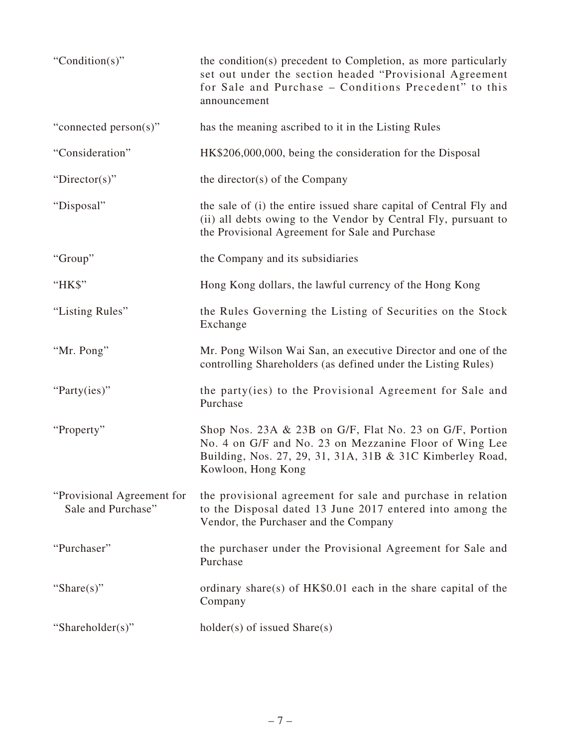| | |
|---|---|
| "Condition(s)" | the condition(s) precedent to Completion, as more particularly set out under the section headed "Provisional Agreement for Sale and Purchase – Conditions Precedent" to this announcement |
| "connected person(s)" | has the meaning ascribed to it in the Listing Rules |
| "Consideration" | HK$206,000,000, being the consideration for the Disposal |
| "Director(s)" | the director(s) of the Company |
| "Disposal" | the sale of (i) the entire issued share capital of Central Fly and (ii) all debts owing to the Vendor by Central Fly, pursuant to the Provisional Agreement for Sale and Purchase |
| "Group" | the Company and its subsidiaries |
| "HK$" | Hong Kong dollars, the lawful currency of the Hong Kong |
| "Listing Rules" | the Rules Governing the Listing of Securities on the Stock Exchange |
| "Mr. Pong" | Mr. Pong Wilson Wai San, an executive Director and one of the controlling Shareholders (as defined under the Listing Rules) |
| "Party(ies)" | the party(ies) to the Provisional Agreement for Sale and Purchase |
| "Property" | Shop Nos. 23A & 23B on G/F, Flat No. 23 on G/F, Portion No. 4 on G/F and No. 23 on Mezzanine Floor of Wing Lee Building, Nos. 27, 29, 31, 31A, 31B & 31C Kimberley Road, Kowloon, Hong Kong |
| "Provisional Agreement for Sale and Purchase" | the provisional agreement for sale and purchase in relation to the Disposal dated 13 June 2017 entered into among the Vendor, the Purchaser and the Company |
| "Purchaser" | the purchaser under the Provisional Agreement for Sale and Purchase |
| "Share(s)" | ordinary share(s) of HK$0.01 each in the share capital of the Company |
| "Shareholder(s)" | holder(s) of issued Share(s) |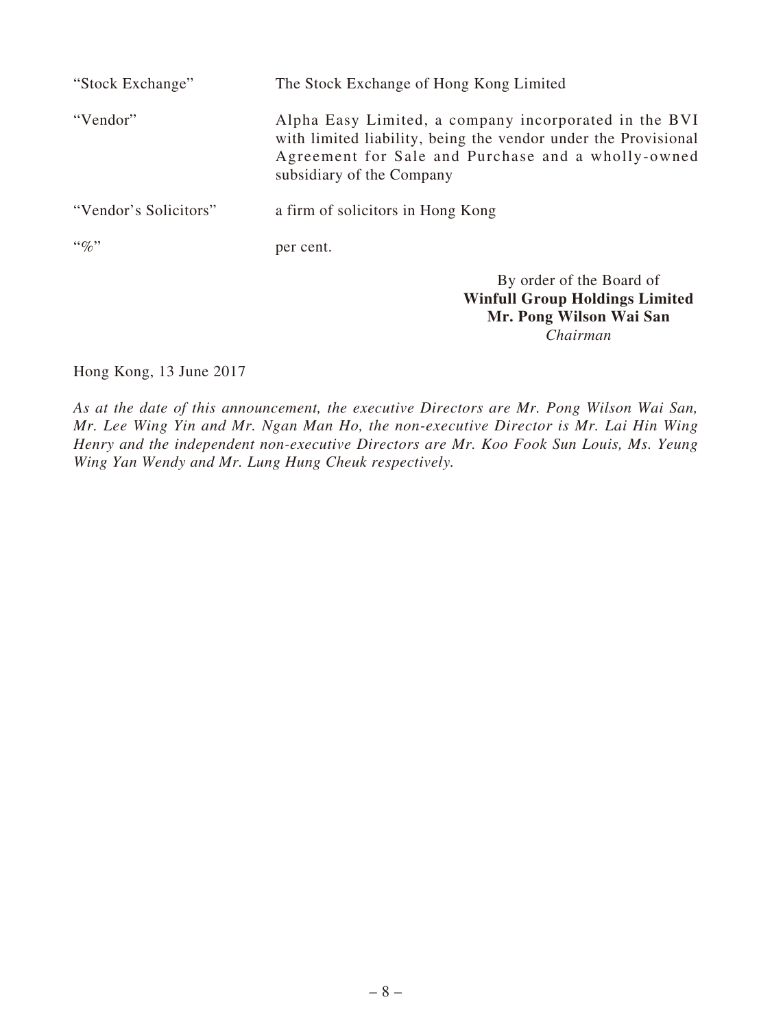| | |
|---|---|
| "Stock Exchange" | The Stock Exchange of Hong Kong Limited |
| "Vendor" | Alpha Easy Limited, a company incorporated in the BVI with limited liability, being the vendor under the Provisional Agreement for Sale and Purchase and a wholly-owned subsidiary of the Company |
| "Vendor's Solicitors" | a firm of solicitors in Hong Kong |
| "%" | per cent. |

By order of the Board of  
**Winfull Group Holdings Limited**  
**Mr. Pong Wilson Wai San**  
*Chairman*

Hong Kong, 13 June 2017

*As at the date of this announcement, the executive Directors are Mr. Pong Wilson Wai San, Mr. Lee Wing Yin and Mr. Ngan Man Ho, the non-executive Director is Mr. Lai Hin Wing Henry and the independent non-executive Directors are Mr. Koo Fook Sun Louis, Ms. Yeung Wing Yan Wendy and Mr. Lung Hung Cheuk respectively.*